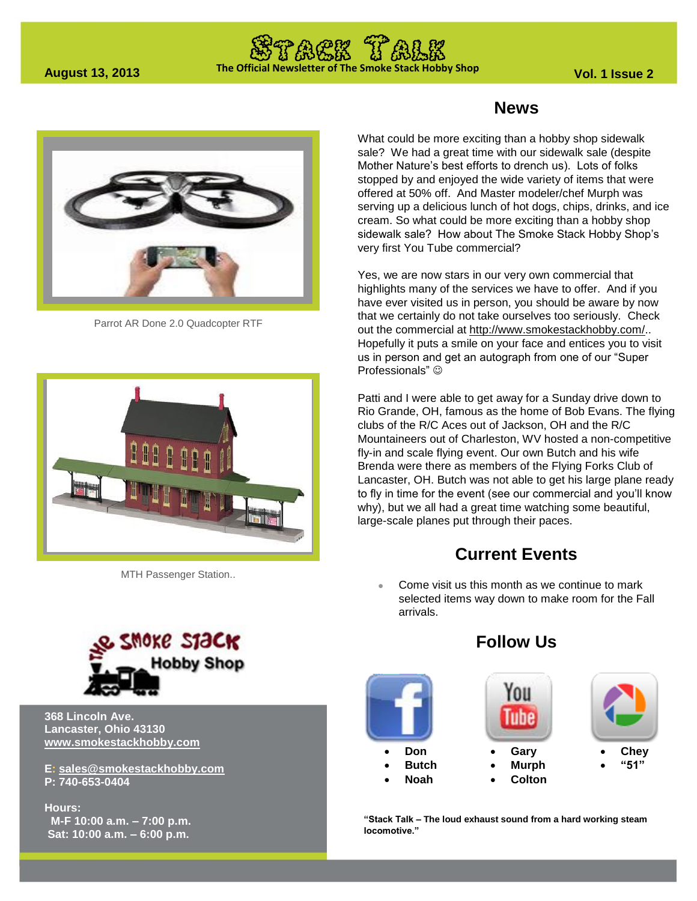# STACK TALK

The Official Newsletter of The Smoke Stack Hobby Shop

**August 13, 2013** **Vol. 1 Issue 2**

Parrot AR Done 2.0 Quadcopter RTF

MTH Passenger Station..

**368 Lincoln Ave.**
**Lancaster, Ohio 43130**
**www.smokestackhobby.com**

**E: sales@smokestackhobby.com**
**P: 740-653-0404**

**Hours:**
**M-F 10:00 a.m. – 7:00 p.m.**
**Sat: 10:00 a.m. – 6:00 p.m.**

## News

What could be more exciting than a hobby shop sidewalk sale? We had a great time with our sidewalk sale (despite Mother Nature's best efforts to drench us). Lots of folks stopped by and enjoyed the wide variety of items that were offered at 50% off. And Master modeler/chef Murph was serving up a delicious lunch of hot dogs, chips, drinks, and ice cream. So what could be more exciting than a hobby shop sidewalk sale? How about The Smoke Stack Hobby Shop's very first You Tube commercial?

Yes, we are now stars in our very own commercial that highlights many of the services we have to offer. And if you have ever visited us in person, you should be aware by now that we certainly do not take ourselves too seriously. Check out the commercial at http://www.smokestackhobby.com/.. Hopefully it puts a smile on your face and entices you to visit us in person and get an autograph from one of our "Super Professionals" ☺

Patti and I were able to get away for a Sunday drive down to Rio Grande, OH, famous as the home of Bob Evans. The flying clubs of the R/C Aces out of Jackson, OH and the R/C Mountaineers out of Charleston, WV hosted a non-competitive fly-in and scale flying event. Our own Butch and his wife Brenda were there as members of the Flying Forks Club of Lancaster, OH. Butch was not able to get his large plane ready to fly in time for the event (see our commercial and you'll know why), but we all had a great time watching some beautiful, large-scale planes put through their paces.

## Current Events

- Come visit us this month as we continue to mark selected items way down to make room for the Fall arrivals.

## Follow Us

- **Don**
- **Butch**
- **Noah**

- **Gary**
- **Murph**
- **Colton**

- **Chey**
- **"51"**

**"Stack Talk – The loud exhaust sound from a hard working steam locomotive."**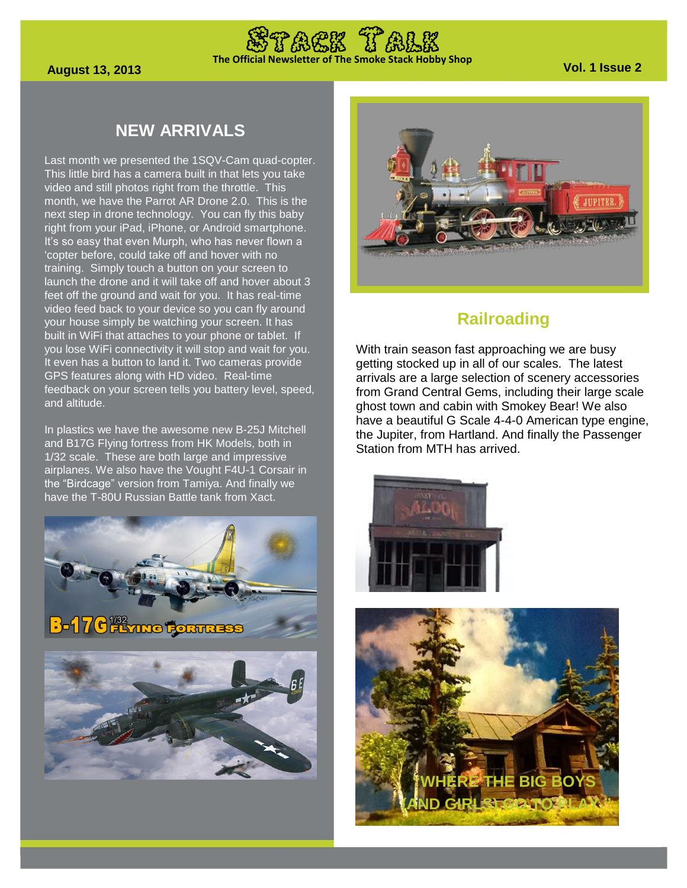# Stack Talk

The Official Newsletter of The Smoke Stack Hobby Shop

August 13, 2013

Vol. 1 Issue 2

## NEW ARRIVALS

Last month we presented the 1SQV-Cam quad-copter. This little bird has a camera built in that lets you take video and still photos right from the throttle. This month, we have the Parrot AR Drone 2.0. This is the next step in drone technology. You can fly this baby right from your iPad, iPhone, or Android smartphone. It's so easy that even Murph, who has never flown a 'copter before, could take off and hover with no training. Simply touch a button on your screen to launch the drone and it will take off and hover about 3 feet off the ground and wait for you. It has real-time video feed back to your device so you can fly around your house simply be watching your screen. It has built in WiFi that attaches to your phone or tablet. If you lose WiFi connectivity it will stop and wait for you. It even has a button to land it. Two cameras provide GPS features along with HD video. Real-time feedback on your screen tells you battery level, speed, and altitude.

In plastics we have the awesome new B-25J Mitchell and B17G Flying fortress from HK Models, both in 1/32 scale. These are both large and impressive airplanes. We also have the Vought F4U-1 Corsair in the "Birdcage" version from Tamiya. And finally we have the T-80U Russian Battle tank from Xact.

## Railroading

With train season fast approaching we are busy getting stocked up in all of our scales. The latest arrivals are a large selection of scenery accessories from Grand Central Gems, including their large scale ghost town and cabin with Smokey Bear! We also have a beautiful G Scale 4-4-0 American type engine, the Jupiter, from Hartland. And finally the Passenger Station from MTH has arrived.

"WHERE THE BIG BOYS (AND GIRLS) GO TO PLAY."